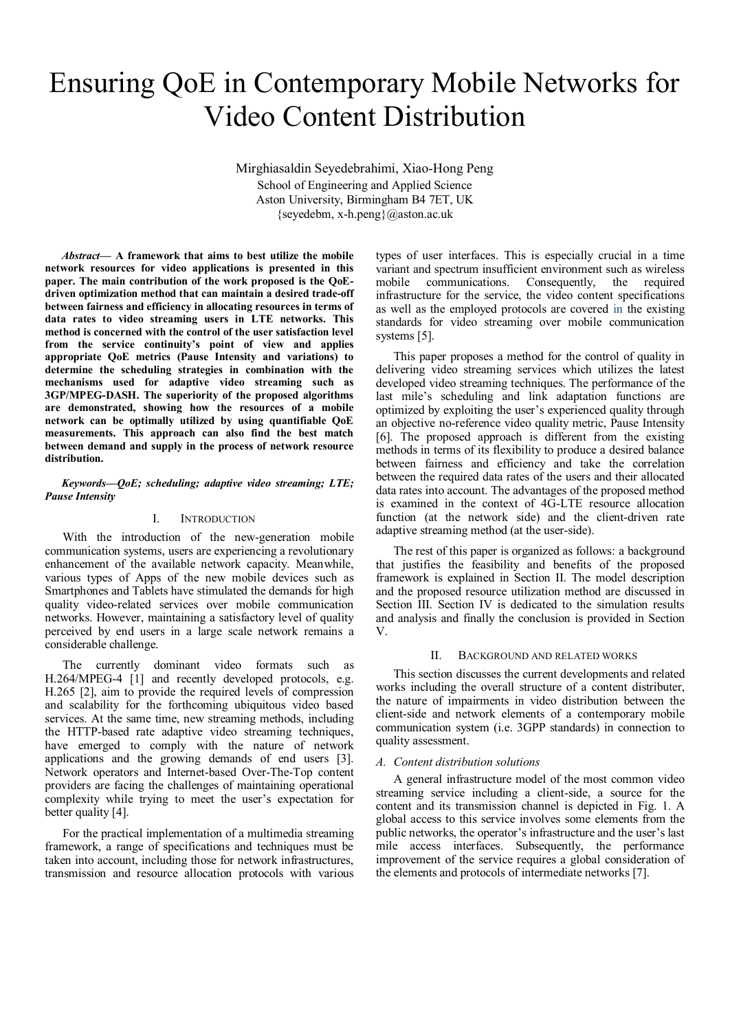# Ensuring QoE in Contemporary Mobile Networks for Video Content Distribution

Mirghiasaldin Seyedebrahimi, Xiao-Hong Peng

School of Engineering and Applied Science

Aston University, Birmingham B4 7ET, UK

{seyedebm, x-h.peng}@aston.ac.uk

***Abstract*— A framework that aims to best utilize the mobile network resources for video applications is presented in this paper. The main contribution of the work proposed is the QoE-driven optimization method that can maintain a desired trade-off between fairness and efficiency in allocating resources in terms of data rates to video streaming users in LTE networks. This method is concerned with the control of the user satisfaction level from the service continuity's point of view and applies appropriate QoE metrics (Pause Intensity and variations) to determine the scheduling strategies in combination with the mechanisms used for adaptive video streaming such as 3GP/MPEG-DASH. The superiority of the proposed algorithms are demonstrated, showing how the resources of a mobile network can be optimally utilized by using quantifiable QoE measurements. This approach can also find the best match between demand and supply in the process of network resource distribution.**

***Keywords—QoE; scheduling; adaptive video streaming; LTE; Pause Intensity***

## I. Introduction

With the introduction of the new-generation mobile communication systems, users are experiencing a revolutionary enhancement of the available network capacity. Meanwhile, various types of Apps of the new mobile devices such as Smartphones and Tablets have stimulated the demands for high quality video-related services over mobile communication networks. However, maintaining a satisfactory level of quality perceived by end users in a large scale network remains a considerable challenge.

The currently dominant video formats such as H.264/MPEG-4 [1] and recently developed protocols, e.g. H.265 [2], aim to provide the required levels of compression and scalability for the forthcoming ubiquitous video based services. At the same time, new streaming methods, including the HTTP-based rate adaptive video streaming techniques, have emerged to comply with the nature of network applications and the growing demands of end users [3]. Network operators and Internet-based Over-The-Top content providers are facing the challenges of maintaining operational complexity while trying to meet the user's expectation for better quality [4].

For the practical implementation of a multimedia streaming framework, a range of specifications and techniques must be taken into account, including those for network infrastructures, transmission and resource allocation protocols with various types of user interfaces. This is especially crucial in a time variant and spectrum insufficient environment such as wireless mobile communications. Consequently, the required infrastructure for the service, the video content specifications as well as the employed protocols are covered in the existing standards for video streaming over mobile communication systems [5].

This paper proposes a method for the control of quality in delivering video streaming services which utilizes the latest developed video streaming techniques. The performance of the last mile's scheduling and link adaptation functions are optimized by exploiting the user's experienced quality through an objective no-reference video quality metric, Pause Intensity [6]. The proposed approach is different from the existing methods in terms of its flexibility to produce a desired balance between fairness and efficiency and take the correlation between the required data rates of the users and their allocated data rates into account. The advantages of the proposed method is examined in the context of 4G-LTE resource allocation function (at the network side) and the client-driven rate adaptive streaming method (at the user-side).

The rest of this paper is organized as follows: a background that justifies the feasibility and benefits of the proposed framework is explained in Section II. The model description and the proposed resource utilization method are discussed in Section III. Section IV is dedicated to the simulation results and analysis and finally the conclusion is provided in Section V.

## II. Background and Related Works

This section discusses the current developments and related works including the overall structure of a content distributer, the nature of impairments in video distribution between the client-side and network elements of a contemporary mobile communication system (i.e. 3GPP standards) in connection to quality assessment.

### *A. Content distribution solutions*

A general infrastructure model of the most common video streaming service including a client-side, a source for the content and its transmission channel is depicted in Fig. 1. A global access to this service involves some elements from the public networks, the operator's infrastructure and the user's last mile access interfaces. Subsequently, the performance improvement of the service requires a global consideration of the elements and protocols of intermediate networks [7].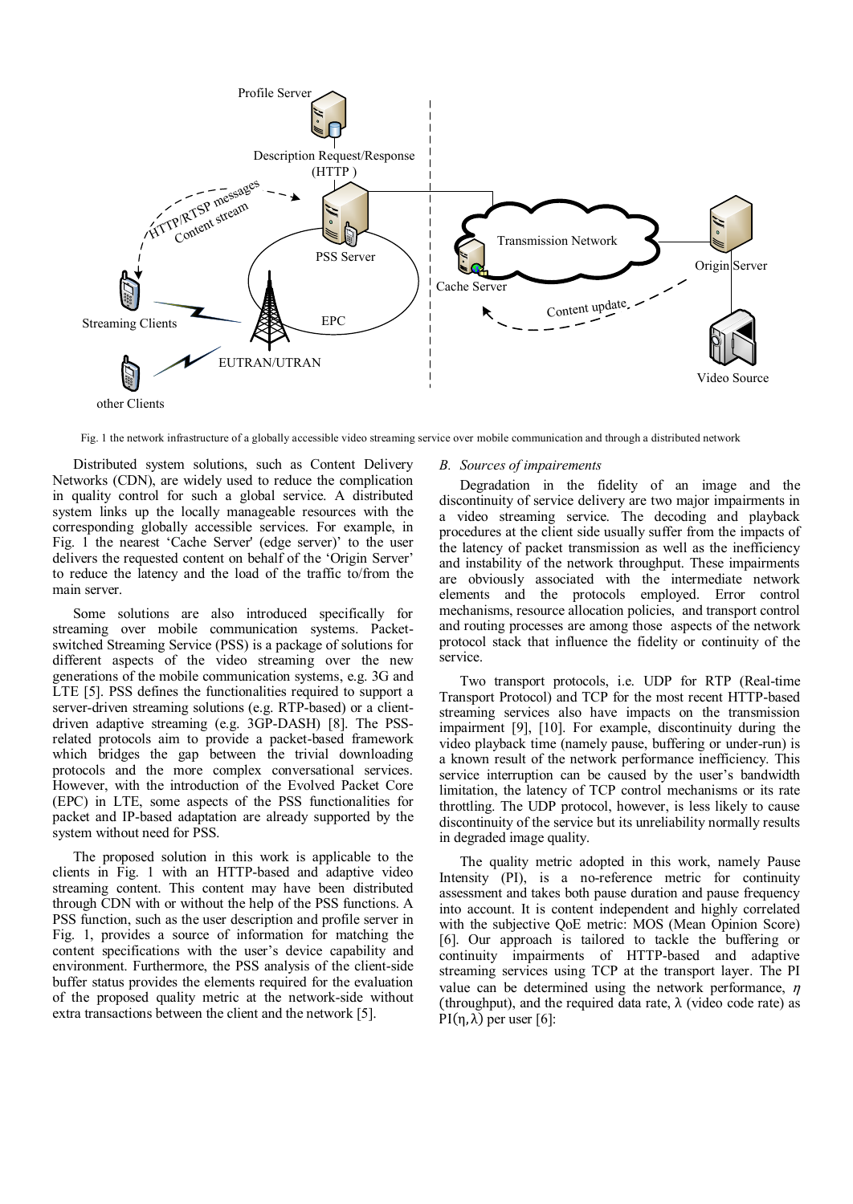Fig. 1 the network infrastructure of a globally accessible video streaming service over mobile communication and through a distributed network

Distributed system solutions, such as Content Delivery Networks (CDN), are widely used to reduce the complication in quality control for such a global service. A distributed system links up the locally manageable resources with the corresponding globally accessible services. For example, in Fig. 1 the nearest 'Cache Server' (edge server)' to the user delivers the requested content on behalf of the 'Origin Server' to reduce the latency and the load of the traffic to/from the main server.

Some solutions are also introduced specifically for streaming over mobile communication systems. Packet-switched Streaming Service (PSS) is a package of solutions for different aspects of the video streaming over the new generations of the mobile communication systems, e.g. 3G and LTE [5]. PSS defines the functionalities required to support a server-driven streaming solutions (e.g. RTP-based) or a client-driven adaptive streaming (e.g. 3GP-DASH) [8]. The PSS-related protocols aim to provide a packet-based framework which bridges the gap between the trivial downloading protocols and the more complex conversational services. However, with the introduction of the Evolved Packet Core (EPC) in LTE, some aspects of the PSS functionalities for packet and IP-based adaptation are already supported by the system without need for PSS.

The proposed solution in this work is applicable to the clients in Fig. 1 with an HTTP-based and adaptive video streaming content. This content may have been distributed through CDN with or without the help of the PSS functions. A PSS function, such as the user description and profile server in Fig. 1, provides a source of information for matching the content specifications with the user's device capability and environment. Furthermore, the PSS analysis of the client-side buffer status provides the elements required for the evaluation of the proposed quality metric at the network-side without extra transactions between the client and the network [5].

### B. *Sources of impairements*

Degradation in the fidelity of an image and the discontinuity of service delivery are two major impairments in a video streaming service. The decoding and playback procedures at the client side usually suffer from the impacts of the latency of packet transmission as well as the inefficiency and instability of the network throughput. These impairments are obviously associated with the intermediate network elements and the protocols employed. Error control mechanisms, resource allocation policies, and transport control and routing processes are among those aspects of the network protocol stack that influence the fidelity or continuity of the service.

Two transport protocols, i.e. UDP for RTP (Real-time Transport Protocol) and TCP for the most recent HTTP-based streaming services also have impacts on the transmission impairment [9], [10]. For example, discontinuity during the video playback time (namely pause, buffering or under-run) is a known result of the network performance inefficiency. This service interruption can be caused by the user's bandwidth limitation, the latency of TCP control mechanisms or its rate throttling. The UDP protocol, however, is less likely to cause discontinuity of the service but its unreliability normally results in degraded image quality.

The quality metric adopted in this work, namely Pause Intensity (PI), is a no-reference metric for continuity assessment and takes both pause duration and pause frequency into account. It is content independent and highly correlated with the subjective QoE metric: MOS (Mean Opinion Score) [6]. Our approach is tailored to tackle the buffering or continuity impairments of HTTP-based and adaptive streaming services using TCP at the transport layer. The PI value can be determined using the network performance, $\eta$ (throughput), and the required data rate, $\lambda$ (video code rate) as $\mathrm{PI}(\eta, \lambda)$ per user [6]: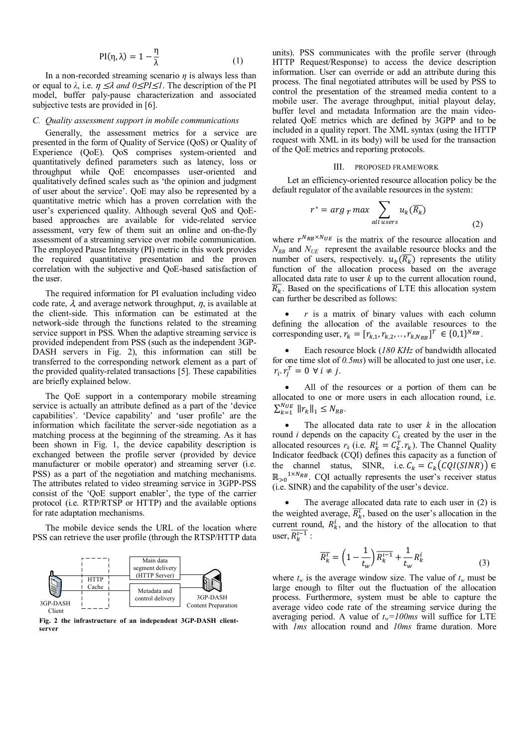$$\mathrm{PI}(\eta,\lambda) = 1 - \frac{\eta}{\lambda} \tag{1}$$

In a non-recorded streaming scenario $\eta$ is always less than or equal to $\lambda$, i.e. $\eta \leq \lambda$ *and* $0 \leq PI \leq 1$. The description of the PI model, buffer paly-pause characterization and associated subjective tests are provided in [6].

### C. Quality assessment support in mobile communications

Generally, the assessment metrics for a service are presented in the form of Quality of Service (QoS) or Quality of Experience (QoE). QoS comprises system-oriented and quantitatively defined parameters such as latency, loss or throughput while QoE encompasses user-oriented and qualitatively defined scales such as 'the opinion and judgment of user about the service'. QoE may also be represented by a quantitative metric which has a proven correlation with the user's experienced quality. Although several QoS and QoE-based approaches are available for vide-related service assessment, very few of them suit an online and on-the-fly assessment of a streaming service over mobile communication. The employed Pause Intensity (PI) metric in this work provides the required quantitative presentation and the proven correlation with the subjective and QoE-based satisfaction of the user.

The required information for PI evaluation including video code rate, $\lambda$, and average network throughput, $\eta$, is available at the client-side. This information can be estimated at the network-side through the functions related to the streaming service support in PSS. When the adaptive streaming service is provided independent from PSS (such as the independent 3GP-DASH servers in Fig. 2), this information can still be transferred to the corresponding network element as a part of the provided quality-related transactions [5]. These capabilities are briefly explained below.

The QoE support in a contemporary mobile streaming service is actually an attribute defined as a part of the 'device capabilities'. 'Device capability' and 'user profile' are the information which facilitate the server-side negotiation as a matching process at the beginning of the streaming. As it has been shown in Fig. 1, the device capability description is exchanged between the profile server (provided by device manufacturer or mobile operator) and streaming server (i.e. PSS) as a part of the negotiation and matching mechanisms. The attributes related to video streaming service in 3GPP-PSS consist of the 'QoE support enabler', the type of the carrier protocol (i.e. RTP/RTSP or HTTP) and the available options for rate adaptation mechanisms.

The mobile device sends the URL of the location where PSS can retrieve the user profile (through the RTSP/HTTP data units). PSS communicates with the profile server (through HTTP Request/Response) to access the device description information. User can override or add an attribute during this process. The final negotiated attributes will be used by PSS to control the presentation of the streamed media content to a mobile user. The average throughput, initial playout delay, buffer level and metadata Information are the main video-related QoE metrics which are defined by 3GPP and to be included in a quality report. The XML syntax (using the HTTP request with XML in its body) will be used for the transaction of the QoE metrics and reporting protocols.

3GP-DASH Client | HTTP Cache | Main data segment delivery (HTTP Server) | Metadata and control delivery | 3GP-DASH Content Preparation

**Fig. 2 the infrastructure of an independent 3GP-DASH client-server**

## III. PROPOSED FRAMEWORK

Let an efficiency-oriented resource allocation policy be the default regulator of the available resources in the system:

$$r^* = arg_r\, max \sum_{all\, users} u_k(\overline{R_k}) \tag{2}$$

where $r^{N_{RB}\times N_{UE}}$ is the matrix of the resource allocation and $N_{RB}$ and $N_{UE}$ represent the available resource blocks and the number of users, respectively. $u_k(\overline{R_k})$ represents the utility function of the allocation process based on the average allocated data to user $k$ up to the current allocation round, $\overline{R_k}$. Based on the specifications of LTE this allocation system can further be described as follows:

- $r$ is a matrix of binary values with each column defining the allocation of the available resources to the corresponding user, $r_k = [r_{k,1}, r_{k,2}, \ldots, r_{k,N_{RB}}]^T \in \{0,1\}^{N_{RB}}$.
- Each resource block (*180 KHz* of bandwidth allocated for one time slot of *0.5ms*) will be allocated to just one user, i.e. $r_i.r_j^T = 0 \ \forall\, i \neq j$.
- All of the resources or a portion of them can be allocated to one or more users in each allocation round, i.e. $\sum_{k=1}^{N_{UE}} \|r_k\|_1 \leq N_{RB}$.
- The allocated data rate to user $k$ in the allocation round $i$ depends on the capacity $C_k$ created by the user in the allocated resources $r_k$ (i.e. $R_k^i = C_k^T.r_k$). The Channel Quality Indicator feedback (CQI) defines this capacity as a function of the channel status, SINR, i.e. $C_k = C_k\big(CQI(SINR)\big) \in \mathbb{R}_{>0}{}^{1\times N_{RB}}$. CQI actually represents the user's receiver status (i.e. SINR) and the capability of the user's device.
- The average allocated data rate to each user in (2) is the weighted average, $\overline{R_k^i}$, based on the user's allocation in the current round, $R_k^i$, and the history of the allocation to that user, $\overline{R_k^{i-1}}$ :

$$\overline{R_k^i} = \left(1 - \frac{1}{t_w}\right)\overline{R_k^{i-1}} + \frac{1}{t_w} R_k^i \tag{3}$$

where $t_w$ is the average window size. The value of $t_w$ must be large enough to filter out the fluctuation of the allocation process. Furthermore, system must be able to capture the average video code rate of the streaming service during the averaging period. A value of $t_w$*=100ms* will suffice for LTE with *1ms* allocation round and *10ms* frame duration. More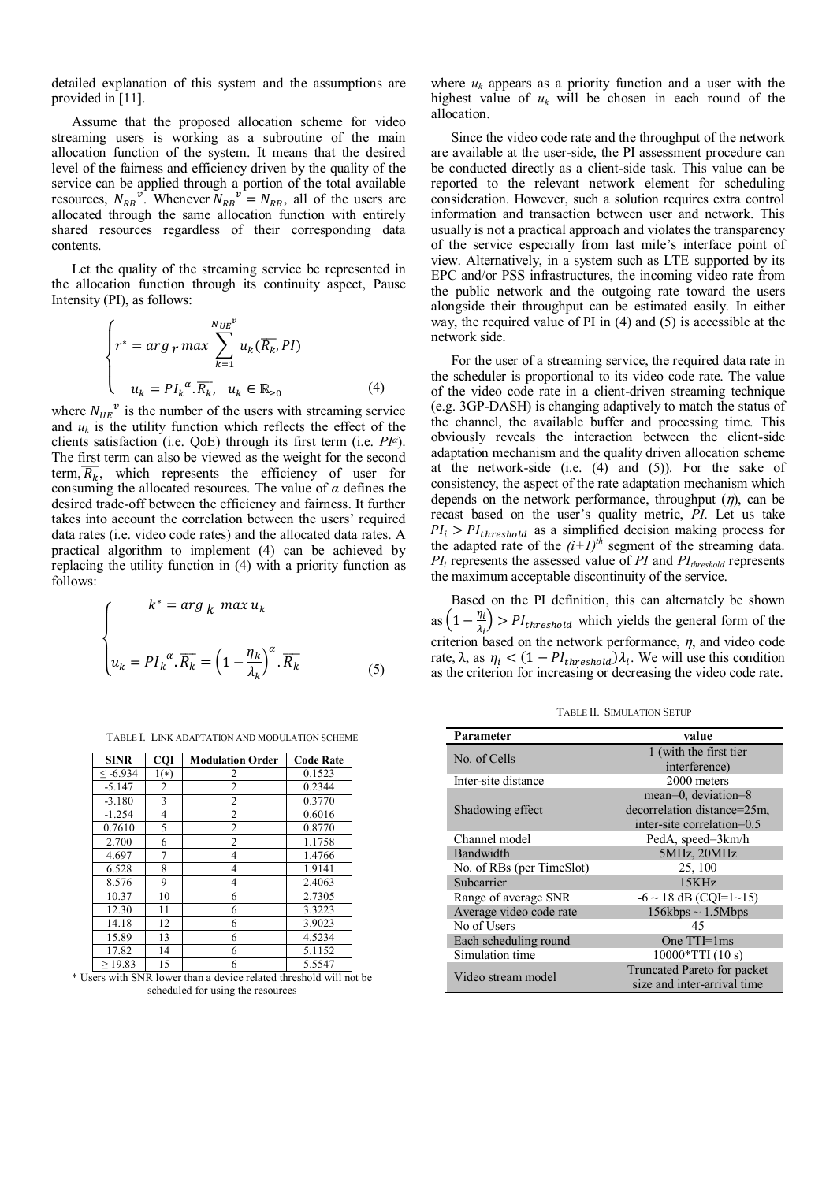detailed explanation of this system and the assumptions are provided in [11].

Assume that the proposed allocation scheme for video streaming users is working as a subroutine of the main allocation function of the system. It means that the desired level of the fairness and efficiency driven by the quality of the service can be applied through a portion of the total available resources, $N_{RB}{}^{v}$. Whenever $N_{RB}{}^{v} = N_{RB}$, all of the users are allocated through the same allocation function with entirely shared resources regardless of their corresponding data contents.

Let the quality of the streaming service be represented in the allocation function through its continuity aspect, Pause Intensity (PI), as follows:

$$\begin{cases} r^* = arg_r\, max \sum_{k=1}^{N_{UE}{}^{v}} u_k(\overline{R_k}, PI) \\ u_k = PI_k{}^{\alpha}.\overline{R_k}, \quad u_k \in \mathbb{R}_{\geq 0} \end{cases} \tag{4}$$

where $N_{UE}{}^{v}$ is the number of the users with streaming service and $u_k$ is the utility function which reflects the effect of the clients satisfaction (i.e. QoE) through its first term (i.e. $PI^{\alpha}$). The first term can also be viewed as the weight for the second term, $\overline{R_k}$, which represents the efficiency of user for consuming the allocated resources. The value of $\alpha$ defines the desired trade-off between the efficiency and fairness. It further takes into account the correlation between the users' required data rates (i.e. video code rates) and the allocated data rates. A practical algorithm to implement (4) can be achieved by replacing the utility function in (4) with a priority function as follows:

$$\begin{cases} k^* = arg_k\, max\, u_k \\ u_k = PI_k{}^{\alpha}.\overline{R_k} = \left(1 - \frac{\eta_k}{\lambda_k}\right)^{\alpha}.\overline{R_k} \end{cases} \tag{5}$$

where $u_k$ appears as a priority function and a user with the highest value of $u_k$ will be chosen in each round of the allocation.

Since the video code rate and the throughput of the network are available at the user-side, the PI assessment procedure can be conducted directly as a client-side task. This value can be reported to the relevant network element for scheduling consideration. However, such a solution requires extra control information and transaction between user and network. This usually is not a practical approach and violates the transparency of the service especially from last mile's interface point of view. Alternatively, in a system such as LTE supported by its EPC and/or PSS infrastructures, the incoming video rate from the public network and the outgoing rate toward the users alongside their throughput can be estimated easily. In either way, the required value of PI in (4) and (5) is accessible at the network side.

For the user of a streaming service, the required data rate in the scheduler is proportional to its video code rate. The value of the video code rate in a client-driven streaming technique (e.g. 3GP-DASH) is changing adaptively to match the status of the channel, the available buffer and processing time. This obviously reveals the interaction between the client-side adaptation mechanism and the quality driven allocation scheme at the network-side (i.e. (4) and (5)). For the sake of consistency, the aspect of the rate adaptation mechanism which depends on the network performance, throughput ($\eta$), can be recast based on the user's quality metric, *PI*. Let us take $PI_i > PI_{threshold}$ as a simplified decision making process for the adapted rate of the $(i+1)^{th}$ segment of the streaming data. $PI_i$ represents the assessed value of *PI* and $PI_{threshold}$ represents the maximum acceptable discontinuity of the service.

Based on the PI definition, this can alternately be shown as $\left(1 - \frac{\eta_i}{\lambda_i}\right) > PI_{threshold}$ which yields the general form of the criterion based on the network performance, $\eta$, and video code rate, $\lambda$, as $\eta_i < (1 - PI_{threshold})\lambda_i$. We will use this condition as the criterion for increasing or decreasing the video code rate.

TABLE I. LINK ADAPTATION AND MODULATION SCHEME

| SINR | CQI | Modulation Order | Code Rate |
|---|---|---|---|
| ≤ -6.934 | 1(*) | 2 | 0.1523 |
| -5.147 | 2 | 2 | 0.2344 |
| -3.180 | 3 | 2 | 0.3770 |
| -1.254 | 4 | 2 | 0.6016 |
| 0.7610 | 5 | 2 | 0.8770 |
| 2.700 | 6 | 2 | 1.1758 |
| 4.697 | 7 | 4 | 1.4766 |
| 6.528 | 8 | 4 | 1.9141 |
| 8.576 | 9 | 4 | 2.4063 |
| 10.37 | 10 | 6 | 2.7305 |
| 12.30 | 11 | 6 | 3.3223 |
| 14.18 | 12 | 6 | 3.9023 |
| 15.89 | 13 | 6 | 4.5234 |
| 17.82 | 14 | 6 | 5.1152 |
| ≥ 19.83 | 15 | 6 | 5.5547 |

\* Users with SINR lower than a device related threshold will not be scheduled for using the resources

TABLE II. SIMULATION SETUP

| Parameter | value |
|---|---|
| No. of Cells | 1 (with the first tier interference) |
| Inter-site distance | 2000 meters |
| Shadowing effect | mean=0, deviation=8 decorrelation distance=25m, inter-site correlation=0.5 |
| Channel model | PedA, speed=3km/h |
| Bandwidth | 5MHz, 20MHz |
| No. of RBs (per TimeSlot) | 25, 100 |
| Subcarrier | 15KHz |
| Range of average SNR | -6 ~ 18 dB (CQI=1~15) |
| Average video code rate | 156kbps ~ 1.5Mbps |
| No of Users | 45 |
| Each scheduling round | One TTI=1ms |
| Simulation time | 10000*TTI (10 s) |
| Video stream model | Truncated Pareto for packet size and inter-arrival time |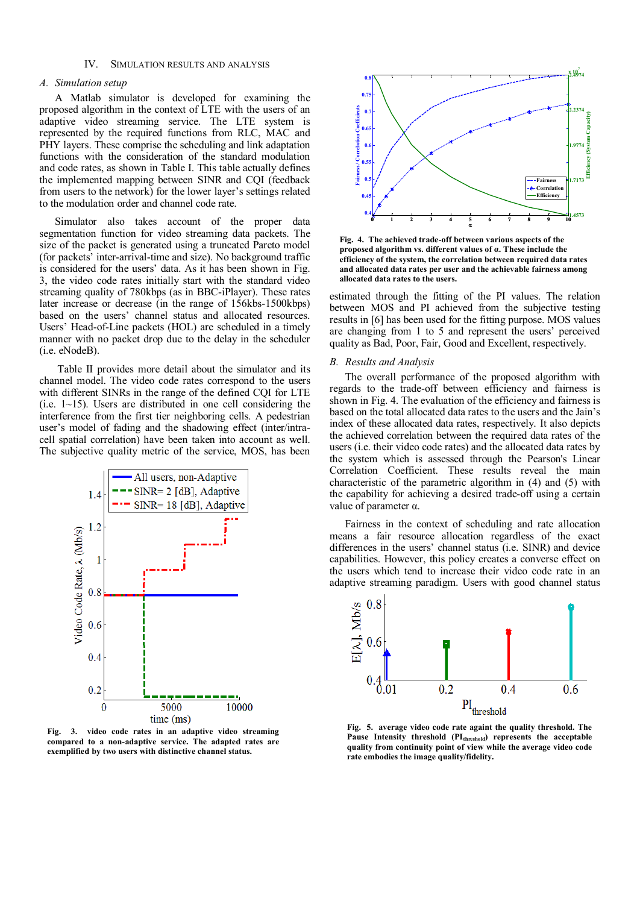## IV. Simulation Results and Analysis

### *A. Simulation setup*

A Matlab simulator is developed for examining the proposed algorithm in the context of LTE with the users of an adaptive video streaming service. The LTE system is represented by the required functions from RLC, MAC and PHY layers. These comprise the scheduling and link adaptation functions with the consideration of the standard modulation and code rates, as shown in Table I. This table actually defines the implemented mapping between SINR and CQI (feedback from users to the network) for the lower layer's settings related to the modulation order and channel code rate.

Simulator also takes account of the proper data segmentation function for video streaming data packets. The size of the packet is generated using a truncated Pareto model (for packets' inter-arrival-time and size). No background traffic is considered for the users' data. As it has been shown in Fig. 3, the video code rates initially start with the standard video streaming quality of 780kbps (as in BBC-iPlayer). These rates later increase or decrease (in the range of 156kbs-1500kbps) based on the users' channel status and allocated resources. Users' Head-of-Line packets (HOL) are scheduled in a timely manner with no packet drop due to the delay in the scheduler (i.e. eNodeB).

Table II provides more detail about the simulator and its channel model. The video code rates correspond to the users with different SINRs in the range of the defined CQI for LTE (i.e. 1~15). Users are distributed in one cell considering the interference from the first tier neighboring cells. A pedestrian user's model of fading and the shadowing effect (inter/intra-cell spatial correlation) have been taken into account as well. The subjective quality metric of the service, MOS, has been estimated through the fitting of the PI values. The relation between MOS and PI achieved from the subjective testing results in [6] has been used for the fitting purpose. MOS values are changing from 1 to 5 and represent the users' perceived quality as Bad, Poor, Fair, Good and Excellent, respectively.

**Fig. 3. video code rates in an adaptive video streaming compared to a non-adaptive service. The adapted rates are exemplified by two users with distinctive channel status.**

**Fig. 4. The achieved trade-off between various aspects of the proposed algorithm vs. different values of α. These include the efficiency of the system, the correlation between required data rates and allocated data rates per user and the achievable fairness among allocated data rates to the users.**

### *B. Results and Analysis*

The overall performance of the proposed algorithm with regards to the trade-off between efficiency and fairness is shown in Fig. 4. The evaluation of the efficiency and fairness is based on the total allocated data rates to the users and the Jain's index of these allocated data rates, respectively. It also depicts the achieved correlation between the required data rates of the users (i.e. their video code rates) and the allocated data rates by the system which is assessed through the Pearson's Linear Correlation Coefficient. These results reveal the main characteristic of the parametric algorithm in (4) and (5) with the capability for achieving a desired trade-off using a certain value of parameter α.

Fairness in the context of scheduling and rate allocation means a fair resource allocation regardless of the exact differences in the users' channel status (i.e. SINR) and device capabilities. However, this policy creates a converse effect on the users which tend to increase their video code rate in an adaptive streaming paradigm. Users with good channel status

**Fig. 5. average video code rate againt the quality threshold. The Pause Intensity threshold ($PI_{threshold}$) represents the acceptable quality from continuity point of view while the average video code rate embodies the image quality/fidelity.**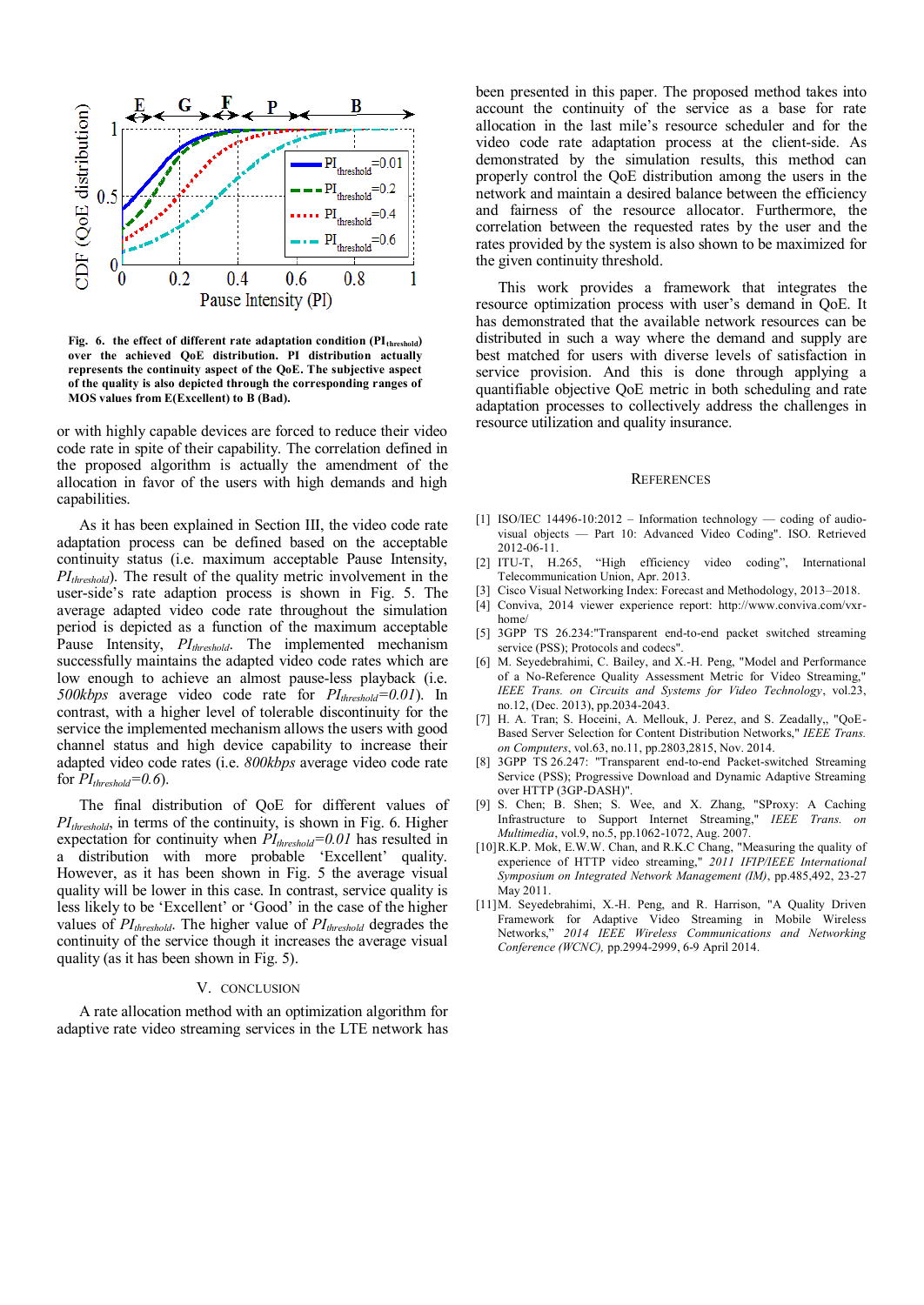E G F P B

1

0.5

0

CDF (QoE distribution)

0 0.2 0.4 0.6 0.8 1

Pause Intensity (PI)

$PI_{threshold}$=0.01

$PI_{threshold}$=0.2

$PI_{threshold}$=0.4

$PI_{threshold}$=0.6

**Fig. 6. the effect of different rate adaptation condition ($PI_{threshold}$) over the achieved QoE distribution. PI distribution actually represents the continuity aspect of the QoE. The subjective aspect of the quality is also depicted through the corresponding ranges of MOS values from E(Excellent) to B (Bad).**

or with highly capable devices are forced to reduce their video code rate in spite of their capability. The correlation defined in the proposed algorithm is actually the amendment of the allocation in favor of the users with high demands and high capabilities.

As it has been explained in Section III, the video code rate adaptation process can be defined based on the acceptable continuity status (i.e. maximum acceptable Pause Intensity, $PI_{threshold}$). The result of the quality metric involvement in the user-side's rate adaption process is shown in Fig. 5. The average adapted video code rate throughout the simulation period is depicted as a function of the maximum acceptable Pause Intensity, $PI_{threshold}$. The implemented mechanism successfully maintains the adapted video code rates which are low enough to achieve an almost pause-less playback (i.e. *500kbps* average video code rate for $PI_{threshold}=0.01$). In contrast, with a higher level of tolerable discontinuity for the service the implemented mechanism allows the users with good channel status and high device capability to increase their adapted video code rates (i.e. *800kbps* average video code rate for $PI_{threshold}=0.6$).

The final distribution of QoE for different values of $PI_{threshold}$, in terms of the continuity, is shown in Fig. 6. Higher expectation for continuity when $PI_{threshold}=0.01$ has resulted in a distribution with more probable 'Excellent' quality. However, as it has been shown in Fig. 5 the average visual quality will be lower in this case. In contrast, service quality is less likely to be 'Excellent' or 'Good' in the case of the higher values of $PI_{threshold}$. The higher value of $PI_{threshold}$ degrades the continuity of the service though it increases the average visual quality (as it has been shown in Fig. 5).

## V. Conclusion

A rate allocation method with an optimization algorithm for adaptive rate video streaming services in the LTE network has been presented in this paper. The proposed method takes into account the continuity of the service as a base for rate allocation in the last mile's resource scheduler and for the video code rate adaptation process at the client-side. As demonstrated by the simulation results, this method can properly control the QoE distribution among the users in the network and maintain a desired balance between the efficiency and fairness of the resource allocator. Furthermore, the correlation between the requested rates by the user and the rates provided by the system is also shown to be maximized for the given continuity threshold.

This work provides a framework that integrates the resource optimization process with user's demand in QoE. It has demonstrated that the available network resources can be distributed in such a way where the demand and supply are best matched for users with diverse levels of satisfaction in service provision. And this is done through applying a quantifiable objective QoE metric in both scheduling and rate adaptation processes to collectively address the challenges in resource utilization and quality insurance.

## References

[1] ISO/IEC 14496-10:2012 – Information technology — coding of audio-visual objects — Part 10: Advanced Video Coding". ISO. Retrieved 2012-06-11.

[2] ITU-T, H.265, "High efficiency video coding", International Telecommunication Union, Apr. 2013.

[3] Cisco Visual Networking Index: Forecast and Methodology, 2013–2018.

[4] Conviva, 2014 viewer experience report: http://www.conviva.com/vxr-home/

[5] 3GPP TS 26.234:"Transparent end-to-end packet switched streaming service (PSS); Protocols and codecs".

[6] M. Seyedebrahimi, C. Bailey, and X.-H. Peng, "Model and Performance of a No-Reference Quality Assessment Metric for Video Streaming," *IEEE Trans. on Circuits and Systems for Video Technology*, vol.23, no.12, (Dec. 2013), pp.2034-2043.

[7] H. A. Tran; S. Hoceini, A. Mellouk, J. Perez, and S. Zeadally,, "QoE-Based Server Selection for Content Distribution Networks," *IEEE Trans. on Computers*, vol.63, no.11, pp.2803,2815, Nov. 2014.

[8] 3GPP TS 26.247: "Transparent end-to-end Packet-switched Streaming Service (PSS); Progressive Download and Dynamic Adaptive Streaming over HTTP (3GP-DASH)".

[9] S. Chen; B. Shen; S. Wee, and X. Zhang, "SProxy: A Caching Infrastructure to Support Internet Streaming," *IEEE Trans. on Multimedia*, vol.9, no.5, pp.1062-1072, Aug. 2007.

[10] R.K.P. Mok, E.W.W. Chan, and R.K.C Chang, "Measuring the quality of experience of HTTP video streaming," *2011 IFIP/IEEE International Symposium on Integrated Network Management (IM)*, pp.485,492, 23-27 May 2011.

[11] M. Seyedebrahimi, X.-H. Peng, and R. Harrison, "A Quality Driven Framework for Adaptive Video Streaming in Mobile Wireless Networks," *2014 IEEE Wireless Communications and Networking Conference (WCNC)*, pp.2994-2999, 6-9 April 2014.